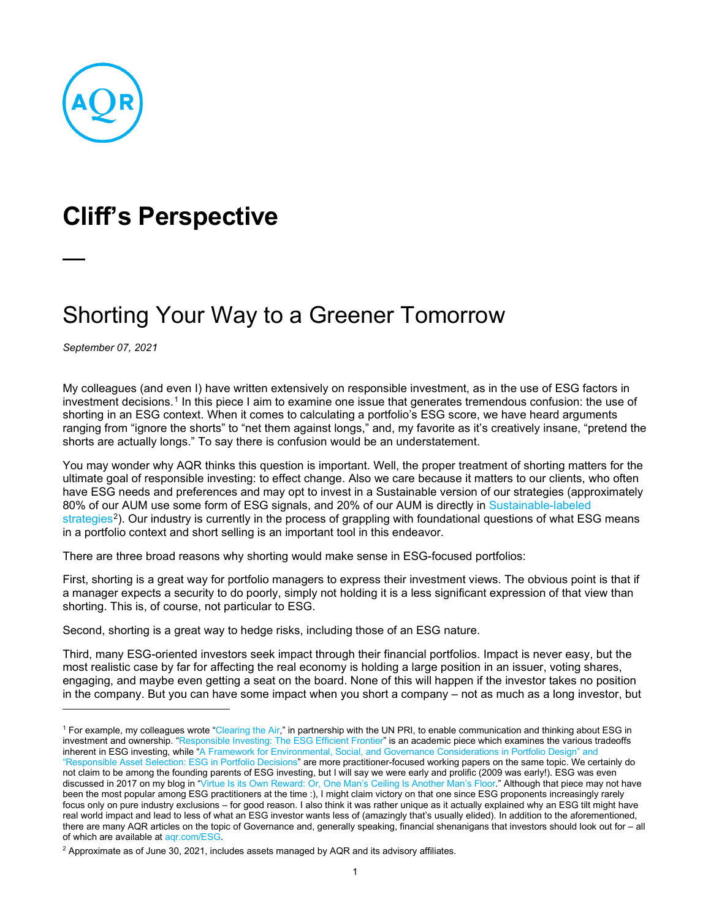# Cliff's Perspective

—

## Shorting Your Way to a Greener Tomorrow

*September 07, 2021*

My colleagues (and even I) have written extensively on responsible investment, as in the use of ESG factors in investment decisions.[1] In this piece I aim to examine one issue that generates tremendous confusion: the use of shorting in an ESG context. When it comes to calculating a portfolio's ESG score, we have heard arguments ranging from "ignore the shorts" to "net them against longs," and, my favorite as it's creatively insane, "pretend the shorts are actually longs." To say there is confusion would be an understatement.

You may wonder why AQR thinks this question is important. Well, the proper treatment of shorting matters for the ultimate goal of responsible investing: to effect change. Also we care because it matters to our clients, who often have ESG needs and preferences and may opt to invest in a Sustainable version of our strategies (approximately 80% of our AUM use some form of ESG signals, and 20% of our AUM is directly in Sustainable-labeled strategies[2]). Our industry is currently in the process of grappling with foundational questions of what ESG means in a portfolio context and short selling is an important tool in this endeavor.

There are three broad reasons why shorting would make sense in ESG-focused portfolios:

First, shorting is a great way for portfolio managers to express their investment views. The obvious point is that if a manager expects a security to do poorly, simply not holding it is a less significant expression of that view than shorting. This is, of course, not particular to ESG.

Second, shorting is a great way to hedge risks, including those of an ESG nature.

Third, many ESG-oriented investors seek impact through their financial portfolios. Impact is never easy, but the most realistic case by far for affecting the real economy is holding a large position in an issuer, voting shares, engaging, and maybe even getting a seat on the board. None of this will happen if the investor takes no position in the company. But you can have some impact when you short a company – not as much as a long investor, but

---

[1] For example, my colleagues wrote "Clearing the Air," in partnership with the UN PRI, to enable communication and thinking about ESG in investment and ownership. "Responsible Investing: The ESG Efficient Frontier" is an academic piece which examines the various tradeoffs inherent in ESG investing, while "A Framework for Environmental, Social, and Governance Considerations in Portfolio Design" and "Responsible Asset Selection: ESG in Portfolio Decisions" are more practitioner-focused working papers on the same topic. We certainly do not claim to be among the founding parents of ESG investing, but I will say we were early and prolific (2009 was early!). ESG was even discussed in 2017 on my blog in "Virtue Is its Own Reward: Or, One Man's Ceiling Is Another Man's Floor." Although that piece may not have been the most popular among ESG practitioners at the time :), I might claim victory on that one since ESG proponents increasingly rarely focus only on pure industry exclusions – for good reason. I also think it was rather unique as it actually explained why an ESG tilt might have real world impact and lead to less of what an ESG investor wants less of (amazingly that's usually elided). In addition to the aforementioned, there are many AQR articles on the topic of Governance and, generally speaking, financial shenanigans that investors should look out for – all of which are available at aqr.com/ESG.

[2] Approximate as of June 30, 2021, includes assets managed by AQR and its advisory affiliates.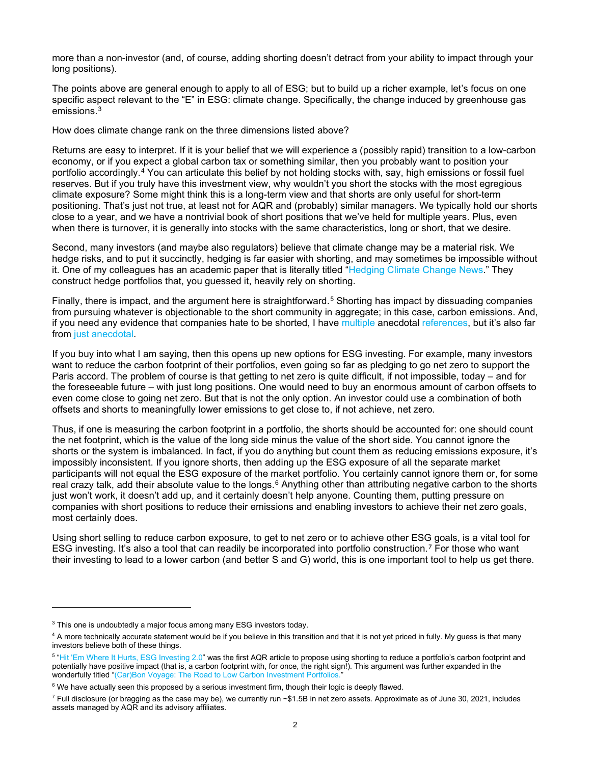more than a non-investor (and, of course, adding shorting doesn't detract from your ability to impact through your long positions).

The points above are general enough to apply to all of ESG; but to build up a richer example, let's focus on one specific aspect relevant to the "E" in ESG: climate change. Specifically, the change induced by greenhouse gas emissions.[3]

How does climate change rank on the three dimensions listed above?

Returns are easy to interpret. If it is your belief that we will experience a (possibly rapid) transition to a low-carbon economy, or if you expect a global carbon tax or something similar, then you probably want to position your portfolio accordingly.[4] You can articulate this belief by not holding stocks with, say, high emissions or fossil fuel reserves. But if you truly have this investment view, why wouldn't you short the stocks with the most egregious climate exposure? Some might think this is a long-term view and that shorts are only useful for short-term positioning. That's just not true, at least not for AQR and (probably) similar managers. We typically hold our shorts close to a year, and we have a nontrivial book of short positions that we've held for multiple years. Plus, even when there is turnover, it is generally into stocks with the same characteristics, long or short, that we desire.

Second, many investors (and maybe also regulators) believe that climate change may be a material risk. We hedge risks, and to put it succinctly, hedging is far easier with shorting, and may sometimes be impossible without it. One of my colleagues has an academic paper that is literally titled "Hedging Climate Change News." They construct hedge portfolios that, you guessed it, heavily rely on shorting.

Finally, there is impact, and the argument here is straightforward.[5] Shorting has impact by dissuading companies from pursuing whatever is objectionable to the short community in aggregate; in this case, carbon emissions. And, if you need any evidence that companies hate to be shorted, I have multiple anecdotal references, but it's also far from just anecdotal.

If you buy into what I am saying, then this opens up new options for ESG investing. For example, many investors want to reduce the carbon footprint of their portfolios, even going so far as pledging to go net zero to support the Paris accord. The problem of course is that getting to net zero is quite difficult, if not impossible, today – and for the foreseeable future – with just long positions. One would need to buy an enormous amount of carbon offsets to even come close to going net zero. But that is not the only option. An investor could use a combination of both offsets and shorts to meaningfully lower emissions to get close to, if not achieve, net zero.

Thus, if one is measuring the carbon footprint in a portfolio, the shorts should be accounted for: one should count the net footprint, which is the value of the long side minus the value of the short side. You cannot ignore the shorts or the system is imbalanced. In fact, if you do anything but count them as reducing emissions exposure, it's impossibly inconsistent. If you ignore shorts, then adding up the ESG exposure of all the separate market participants will not equal the ESG exposure of the market portfolio. You certainly cannot ignore them or, for some real crazy talk, add their absolute value to the longs.[6] Anything other than attributing negative carbon to the shorts just won't work, it doesn't add up, and it certainly doesn't help anyone. Counting them, putting pressure on companies with short positions to reduce their emissions and enabling investors to achieve their net zero goals, most certainly does.

Using short selling to reduce carbon exposure, to get to net zero or to achieve other ESG goals, is a vital tool for ESG investing. It's also a tool that can readily be incorporated into portfolio construction.[7] For those who want their investing to lead to a lower carbon (and better S and G) world, this is one important tool to help us get there.

---

[3] This one is undoubtedly a major focus among many ESG investors today.

[4] A more technically accurate statement would be if you believe in this transition and that it is not yet priced in fully. My guess is that many investors believe both of these things.

[5] "Hit 'Em Where It Hurts, ESG Investing 2.0" was the first AQR article to propose using shorting to reduce a portfolio's carbon footprint and potentially have positive impact (that is, a carbon footprint with, for once, the right sign!). This argument was further expanded in the wonderfully titled "(Car)Bon Voyage: The Road to Low Carbon Investment Portfolios."

[6] We have actually seen this proposed by a serious investment firm, though their logic is deeply flawed.

[7] Full disclosure (or bragging as the case may be), we currently run ~$1.5B in net zero assets. Approximate as of June 30, 2021, includes assets managed by AQR and its advisory affiliates.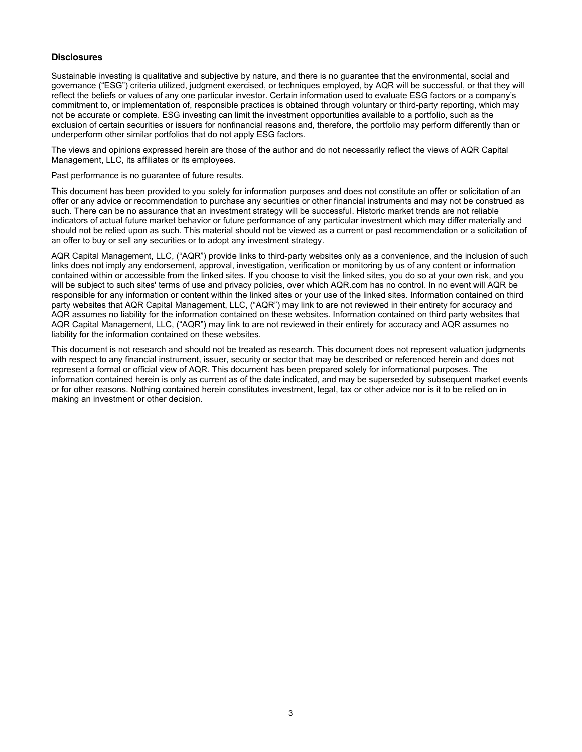### Disclosures

Sustainable investing is qualitative and subjective by nature, and there is no guarantee that the environmental, social and governance ("ESG") criteria utilized, judgment exercised, or techniques employed, by AQR will be successful, or that they will reflect the beliefs or values of any one particular investor. Certain information used to evaluate ESG factors or a company's commitment to, or implementation of, responsible practices is obtained through voluntary or third-party reporting, which may not be accurate or complete. ESG investing can limit the investment opportunities available to a portfolio, such as the exclusion of certain securities or issuers for nonfinancial reasons and, therefore, the portfolio may perform differently than or underperform other similar portfolios that do not apply ESG factors.

The views and opinions expressed herein are those of the author and do not necessarily reflect the views of AQR Capital Management, LLC, its affiliates or its employees.

Past performance is no guarantee of future results.

This document has been provided to you solely for information purposes and does not constitute an offer or solicitation of an offer or any advice or recommendation to purchase any securities or other financial instruments and may not be construed as such. There can be no assurance that an investment strategy will be successful. Historic market trends are not reliable indicators of actual future market behavior or future performance of any particular investment which may differ materially and should not be relied upon as such. This material should not be viewed as a current or past recommendation or a solicitation of an offer to buy or sell any securities or to adopt any investment strategy.

AQR Capital Management, LLC, ("AQR") provide links to third-party websites only as a convenience, and the inclusion of such links does not imply any endorsement, approval, investigation, verification or monitoring by us of any content or information contained within or accessible from the linked sites. If you choose to visit the linked sites, you do so at your own risk, and you will be subject to such sites' terms of use and privacy policies, over which AQR.com has no control. In no event will AQR be responsible for any information or content within the linked sites or your use of the linked sites. Information contained on third party websites that AQR Capital Management, LLC, ("AQR") may link to are not reviewed in their entirety for accuracy and AQR assumes no liability for the information contained on these websites. Information contained on third party websites that AQR Capital Management, LLC, ("AQR") may link to are not reviewed in their entirety for accuracy and AQR assumes no liability for the information contained on these websites.

This document is not research and should not be treated as research. This document does not represent valuation judgments with respect to any financial instrument, issuer, security or sector that may be described or referenced herein and does not represent a formal or official view of AQR. This document has been prepared solely for informational purposes. The information contained herein is only as current as of the date indicated, and may be superseded by subsequent market events or for other reasons. Nothing contained herein constitutes investment, legal, tax or other advice nor is it to be relied on in making an investment or other decision.